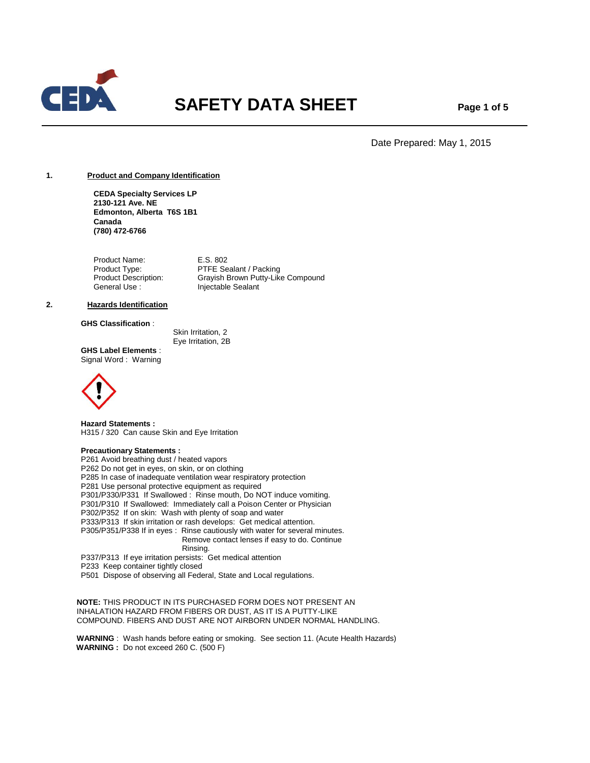# SAFETY DATA SHEET

Date Prepared: May 1, 2015

## 1. Product and Company Identification

**CEDA Specialty Services LP**
**2130-121 Ave. NE**
**Edmonton, Alberta T6S 1B1**
**Canada**
**(780) 472-6766**

| | |
|---|---|
| Product Name: | E.S. 802 |
| Product Type: | PTFE Sealant / Packing |
| Product Description: | Grayish Brown Putty-Like Compound |
| General Use : | Injectable Sealant |

## 2. Hazards Identification

**GHS Classification** :

Skin Irritation, 2
Eye Irritation, 2B

**GHS Label Elements** :
Signal Word : Warning

**Hazard Statements :**
H315 / 320 Can cause Skin and Eye Irritation

**Precautionary Statements :**
P261 Avoid breathing dust / heated vapors
P262 Do not get in eyes, on skin, or on clothing
P285 In case of inadequate ventilation wear respiratory protection
P281 Use personal protective equipment as required
P301/P330/P331 If Swallowed : Rinse mouth, Do NOT induce vomiting.
P301/P310 If Swallowed: Immediately call a Poison Center or Physician
P302/P352 If on skin: Wash with plenty of soap and water
P333/P313 If skin irritation or rash develops: Get medical attention.
P305/P351/P338 If in eyes : Rinse cautiously with water for several minutes. Remove contact lenses if easy to do. Continue Rinsing.
P337/P313 If eye irritation persists: Get medical attention
P233 Keep container tightly closed
P501 Dispose of observing all Federal, State and Local regulations.

**NOTE:** THIS PRODUCT IN ITS PURCHASED FORM DOES NOT PRESENT AN INHALATION HAZARD FROM FIBERS OR DUST, AS IT IS A PUTTY-LIKE COMPOUND. FIBERS AND DUST ARE NOT AIRBORN UNDER NORMAL HANDLING.

**WARNING** : Wash hands before eating or smoking. See section 11. (Acute Health Hazards)
**WARNING :** Do not exceed 260 C. (500 F)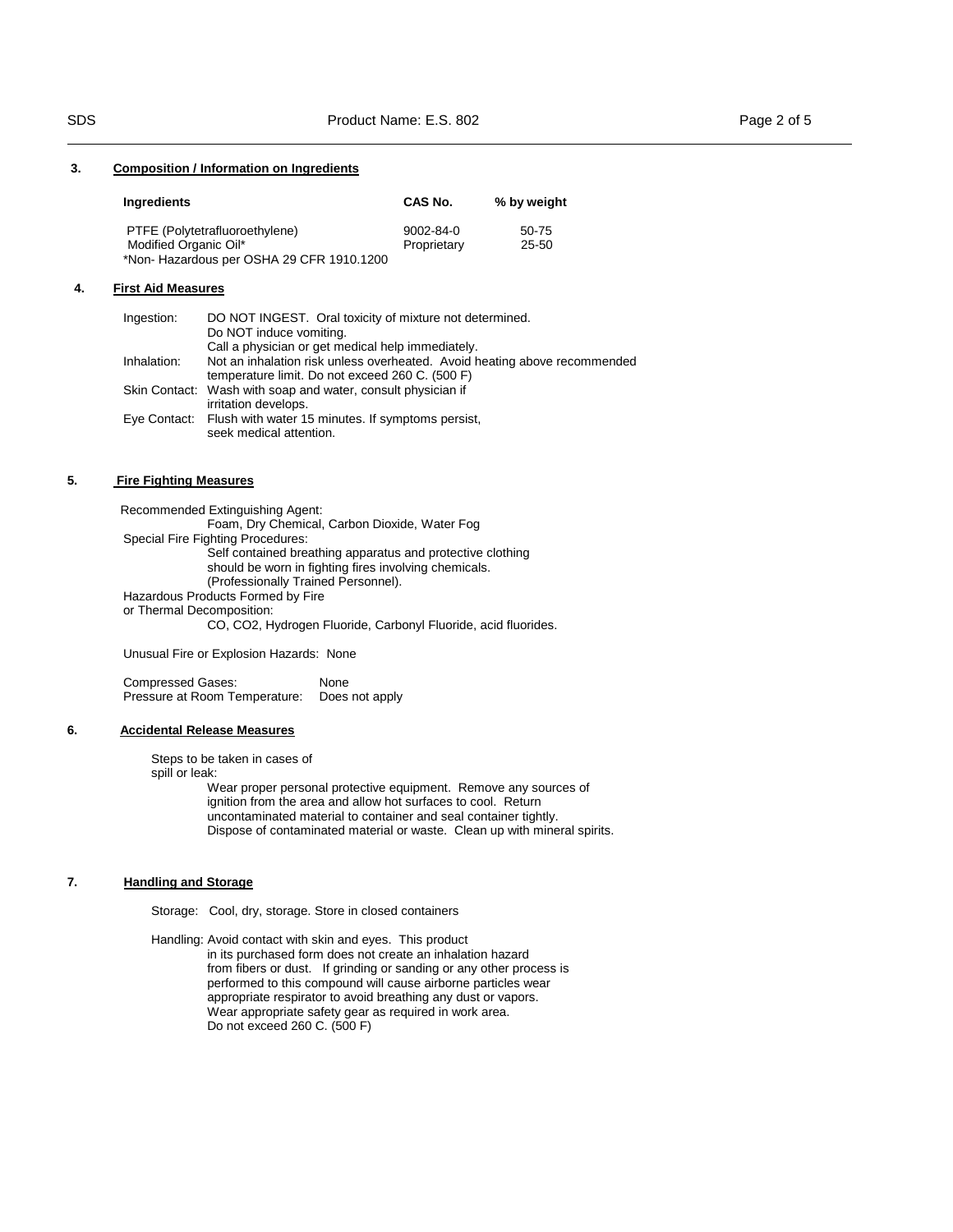## 3. Composition / Information on Ingredients

| Ingredients | CAS No. | % by weight |
|---|---|---|
| PTFE (Polytetrafluoroethylene) | 9002-84-0 | 50-75 |
| Modified Organic Oil* | Proprietary | 25-50 |

*Non- Hazardous per OSHA 29 CFR 1910.1200

## 4. First Aid Measures

**Ingestion:** DO NOT INGEST. Oral toxicity of mixture not determined. Do NOT induce vomiting. Call a physician or get medical help immediately.

**Inhalation:** Not an inhalation risk unless overheated. Avoid heating above recommended temperature limit. Do not exceed 260 C. (500 F)

**Skin Contact:** Wash with soap and water, consult physician if irritation develops.

**Eye Contact:** Flush with water 15 minutes. If symptoms persist, seek medical attention.

## 5. Fire Fighting Measures

Recommended Extinguishing Agent:
Foam, Dry Chemical, Carbon Dioxide, Water Fog

Special Fire Fighting Procedures:
Self contained breathing apparatus and protective clothing should be worn in fighting fires involving chemicals. (Professionally Trained Personnel).

Hazardous Products Formed by Fire or Thermal Decomposition:
CO, CO2, Hydrogen Fluoride, Carbonyl Fluoride, acid fluorides.

Unusual Fire or Explosion Hazards: None

Compressed Gases: None
Pressure at Room Temperature: Does not apply

## 6. Accidental Release Measures

Steps to be taken in cases of spill or leak:
Wear proper personal protective equipment. Remove any sources of ignition from the area and allow hot surfaces to cool. Return uncontaminated material to container and seal container tightly. Dispose of contaminated material or waste. Clean up with mineral spirits.

## 7. Handling and Storage

Storage: Cool, dry, storage. Store in closed containers

Handling: Avoid contact with skin and eyes. This product in its purchased form does not create an inhalation hazard from fibers or dust. If grinding or sanding or any other process is performed to this compound will cause airborne particles wear appropriate respirator to avoid breathing any dust or vapors. Wear appropriate safety gear as required in work area. Do not exceed 260 C. (500 F)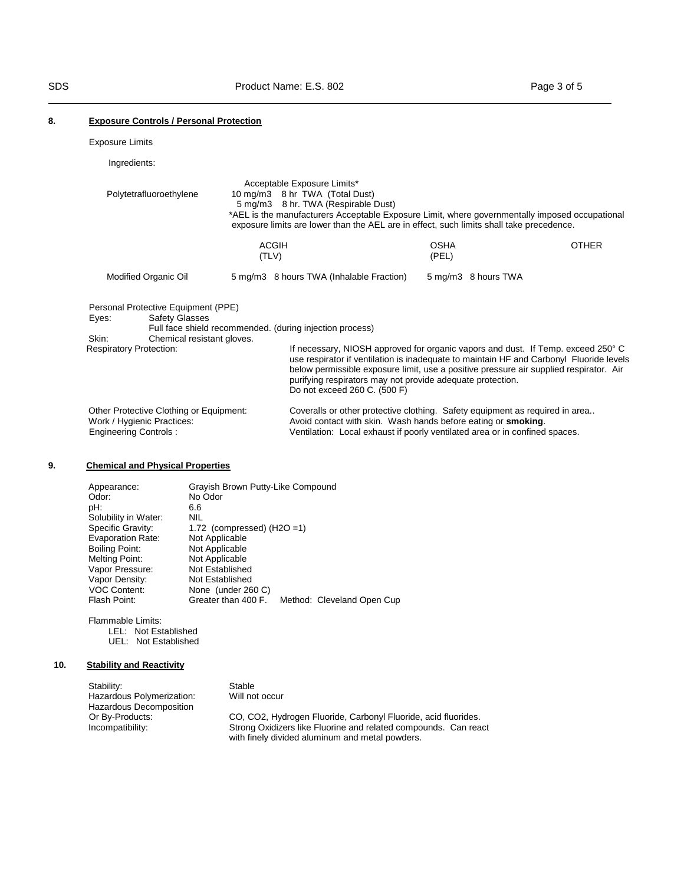## 8. Exposure Controls / Personal Protection

Exposure Limits

Ingredients:

Polytetrafluoroethylene

Acceptable Exposure Limits*
10 mg/m3 8 hr TWA (Total Dust)
5 mg/m3 8 hr. TWA (Respirable Dust)

*AEL is the manufacturers Acceptable Exposure Limit, where governmentally imposed occupational exposure limits are lower than the AEL are in effect, such limits shall take precedence.

| | ACGIH (TLV) | OSHA (PEL) | OTHER |
|---|---|---|---|
| Modified Organic Oil | 5 mg/m3 8 hours TWA (Inhalable Fraction) | 5 mg/m3 8 hours TWA | |

Personal Protective Equipment (PPE)

Eyes: Safety Glasses
Full face shield recommended. (during injection process)

Skin: Chemical resistant gloves.

Respiratory Protection: If necessary, NIOSH approved for organic vapors and dust. If Temp. exceed 250° C use respirator if ventilation is inadequate to maintain HF and Carbonyl Fluoride levels below permissible exposure limit, use a positive pressure air supplied respirator. Air purifying respirators may not provide adequate protection.
Do not exceed 260 C. (500 F)

Other Protective Clothing or Equipment: Coveralls or other protective clothing. Safety equipment as required in area..

Work / Hygienic Practices: Avoid contact with skin. Wash hands before eating or **smoking**.

Engineering Controls : Ventilation: Local exhaust if poorly ventilated area or in confined spaces.

## 9. Chemical and Physical Properties

| | |
|---|---|
| Appearance: | Grayish Brown Putty-Like Compound |
| Odor: | No Odor |
| pH: | 6.6 |
| Solubility in Water: | NIL |
| Specific Gravity: | 1.72 (compressed) ($H_2O$ =1) |
| Evaporation Rate: | Not Applicable |
| Boiling Point: | Not Applicable |
| Melting Point: | Not Applicable |
| Vapor Pressure: | Not Established |
| Vapor Density: | Not Established |
| VOC Content: | None (under 260 C) |
| Flash Point: | Greater than 400 F. Method: Cleveland Open Cup |

Flammable Limits:
LEL: Not Established
UEL: Not Established

## 10. Stability and Reactivity

| | |
|---|---|
| Stability: | Stable |
| Hazardous Polymerization: | Will not occur |
| Hazardous Decomposition Or By-Products: | CO, $CO_2$, Hydrogen Fluoride, Carbonyl Fluoride, acid fluorides. |
| Incompatibility: | Strong Oxidizers like Fluorine and related compounds. Can react with finely divided aluminum and metal powders. |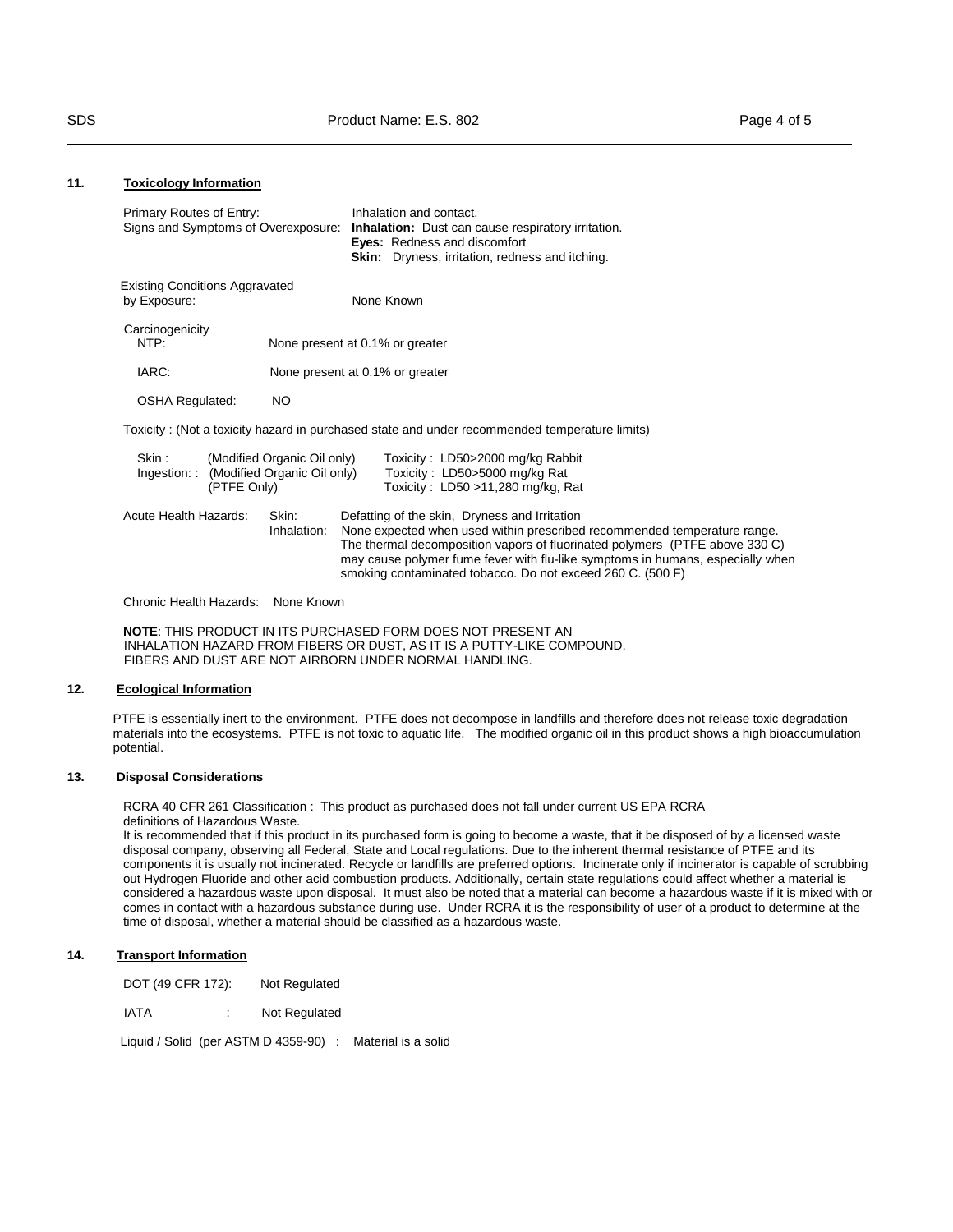## 11. Toxicology Information

Primary Routes of Entry: Inhalation and contact.

Signs and Symptoms of Overexposure:
- **Inhalation:** Dust can cause respiratory irritation.
- **Eyes:** Redness and discomfort
- **Skin:** Dryness, irritation, redness and itching.

Existing Conditions Aggravated by Exposure: None Known

Carcinogenicity

| | |
|---|---|
| NTP: | None present at 0.1% or greater |
| IARC: | None present at 0.1% or greater |
| OSHA Regulated: | NO |

Toxicity : (Not a toxicity hazard in purchased state and under recommended temperature limits)

| | | |
|---|---|---|
| Skin : | (Modified Organic Oil only) | Toxicity : LD50>2000 mg/kg Rabbit |
| Ingestion: : | (Modified Organic Oil only) | Toxicity : LD50>5000 mg/kg Rat |
| | (PTFE Only) | Toxicity : LD50 >11,280 mg/kg, Rat |

Acute Health Hazards:

- Skin: Defatting of the skin, Dryness and Irritation
- Inhalation: None expected when used within prescribed recommended temperature range. The thermal decomposition vapors of fluorinated polymers (PTFE above 330 C) may cause polymer fume fever with flu-like symptoms in humans, especially when smoking contaminated tobacco. Do not exceed 260 C. (500 F)

Chronic Health Hazards: None Known

**NOTE**: THIS PRODUCT IN ITS PURCHASED FORM DOES NOT PRESENT AN INHALATION HAZARD FROM FIBERS OR DUST, AS IT IS A PUTTY-LIKE COMPOUND. FIBERS AND DUST ARE NOT AIRBORN UNDER NORMAL HANDLING.

## 12. Ecological Information

PTFE is essentially inert to the environment. PTFE does not decompose in landfills and therefore does not release toxic degradation materials into the ecosystems. PTFE is not toxic to aquatic life. The modified organic oil in this product shows a high bioaccumulation potential.

## 13. Disposal Considerations

RCRA 40 CFR 261 Classification : This product as purchased does not fall under current US EPA RCRA definitions of Hazardous Waste.

It is recommended that if this product in its purchased form is going to become a waste, that it be disposed of by a licensed waste disposal company, observing all Federal, State and Local regulations. Due to the inherent thermal resistance of PTFE and its components it is usually not incinerated. Recycle or landfills are preferred options. Incinerate only if incinerator is capable of scrubbing out Hydrogen Fluoride and other acid combustion products. Additionally, certain state regulations could affect whether a material is considered a hazardous waste upon disposal. It must also be noted that a material can become a hazardous waste if it is mixed with or comes in contact with a hazardous substance during use. Under RCRA it is the responsibility of user of a product to determine at the time of disposal, whether a material should be classified as a hazardous waste.

## 14. Transport Information

| | |
|---|---|
| DOT (49 CFR 172): | Not Regulated |
| IATA : | Not Regulated |

Liquid / Solid (per ASTM D 4359-90) : Material is a solid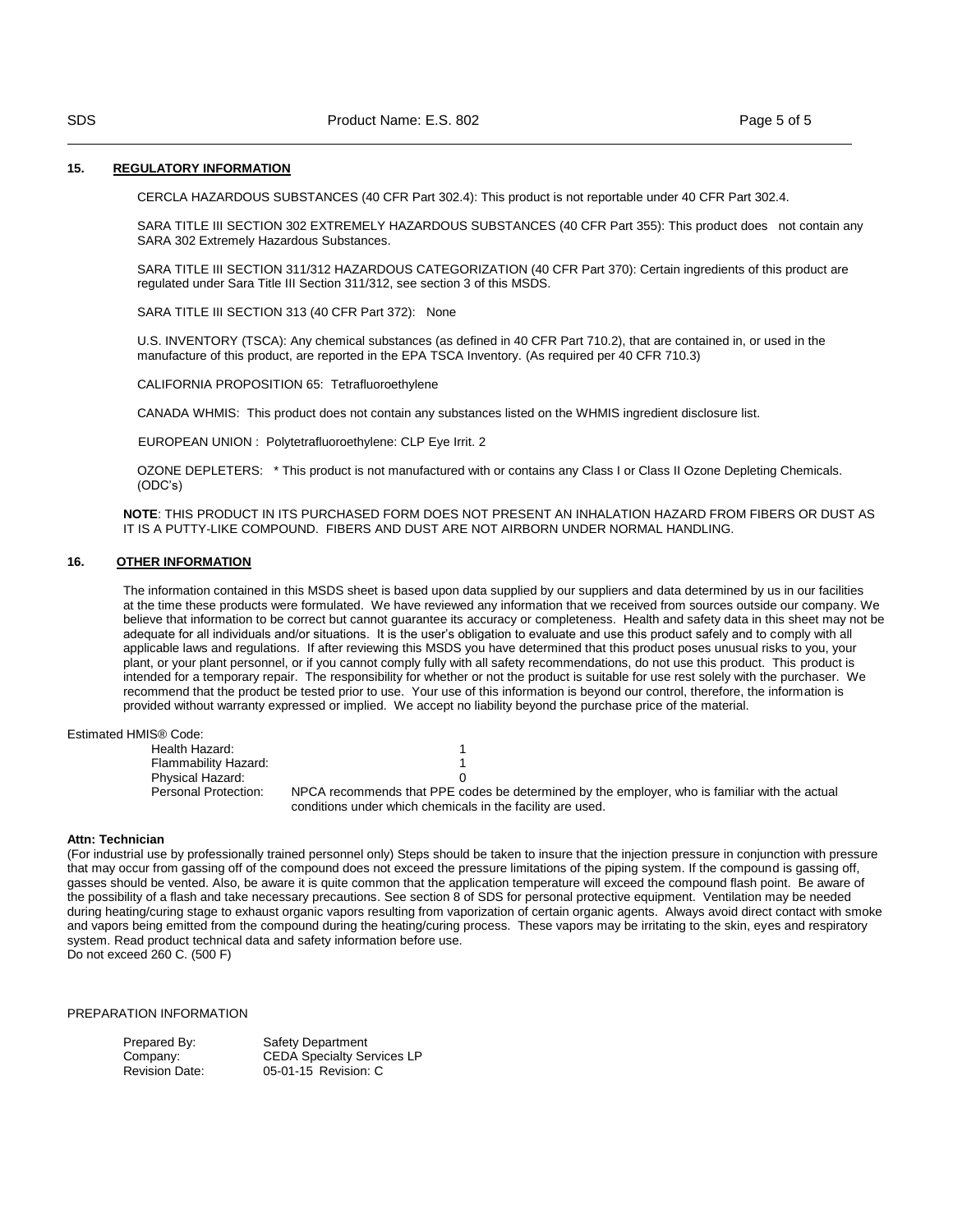## 15. REGULATORY INFORMATION

CERCLA HAZARDOUS SUBSTANCES (40 CFR Part 302.4): This product is not reportable under 40 CFR Part 302.4.

SARA TITLE III SECTION 302 EXTREMELY HAZARDOUS SUBSTANCES (40 CFR Part 355): This product does not contain any SARA 302 Extremely Hazardous Substances.

SARA TITLE III SECTION 311/312 HAZARDOUS CATEGORIZATION (40 CFR Part 370): Certain ingredients of this product are regulated under Sara Title III Section 311/312, see section 3 of this MSDS.

SARA TITLE III SECTION 313 (40 CFR Part 372): None

U.S. INVENTORY (TSCA): Any chemical substances (as defined in 40 CFR Part 710.2), that are contained in, or used in the manufacture of this product, are reported in the EPA TSCA Inventory. (As required per 40 CFR 710.3)

CALIFORNIA PROPOSITION 65: Tetrafluoroethylene

CANADA WHMIS: This product does not contain any substances listed on the WHMIS ingredient disclosure list.

EUROPEAN UNION : Polytetrafluoroethylene: CLP Eye Irrit. 2

OZONE DEPLETERS: * This product is not manufactured with or contains any Class I or Class II Ozone Depleting Chemicals. (ODC's)

**NOTE**: THIS PRODUCT IN ITS PURCHASED FORM DOES NOT PRESENT AN INHALATION HAZARD FROM FIBERS OR DUST AS IT IS A PUTTY-LIKE COMPOUND. FIBERS AND DUST ARE NOT AIRBORN UNDER NORMAL HANDLING.

## 16. OTHER INFORMATION

The information contained in this MSDS sheet is based upon data supplied by our suppliers and data determined by us in our facilities at the time these products were formulated. We have reviewed any information that we received from sources outside our company. We believe that information to be correct but cannot guarantee its accuracy or completeness. Health and safety data in this sheet may not be adequate for all individuals and/or situations. It is the user's obligation to evaluate and use this product safely and to comply with all applicable laws and regulations. If after reviewing this MSDS you have determined that this product poses unusual risks to you, your plant, or your plant personnel, or if you cannot comply fully with all safety recommendations, do not use this product. This product is intended for a temporary repair. The responsibility for whether or not the product is suitable for use rest solely with the purchaser. We recommend that the product be tested prior to use. Your use of this information is beyond our control, therefore, the information is provided without warranty expressed or implied. We accept no liability beyond the purchase price of the material.

Estimated HMIS® Code:

| | |
|---|---|
| Health Hazard: | 1 |
| Flammability Hazard: | 1 |
| Physical Hazard: | 0 |
| Personal Protection: | NPCA recommends that PPE codes be determined by the employer, who is familiar with the actual conditions under which chemicals in the facility are used. |

**Attn: Technician**

(For industrial use by professionally trained personnel only) Steps should be taken to insure that the injection pressure in conjunction with pressure that may occur from gassing off of the compound does not exceed the pressure limitations of the piping system. If the compound is gassing off, gasses should be vented. Also, be aware it is quite common that the application temperature will exceed the compound flash point. Be aware of the possibility of a flash and take necessary precautions. See section 8 of SDS for personal protective equipment. Ventilation may be needed during heating/curing stage to exhaust organic vapors resulting from vaporization of certain organic agents. Always avoid direct contact with smoke and vapors being emitted from the compound during the heating/curing process. These vapors may be irritating to the skin, eyes and respiratory system. Read product technical data and safety information before use.
Do not exceed 260 C. (500 F)

PREPARATION INFORMATION

| | |
|---|---|
| Prepared By: | Safety Department |
| Company: | CEDA Specialty Services LP |
| Revision Date: | 05-01-15 Revision: C |